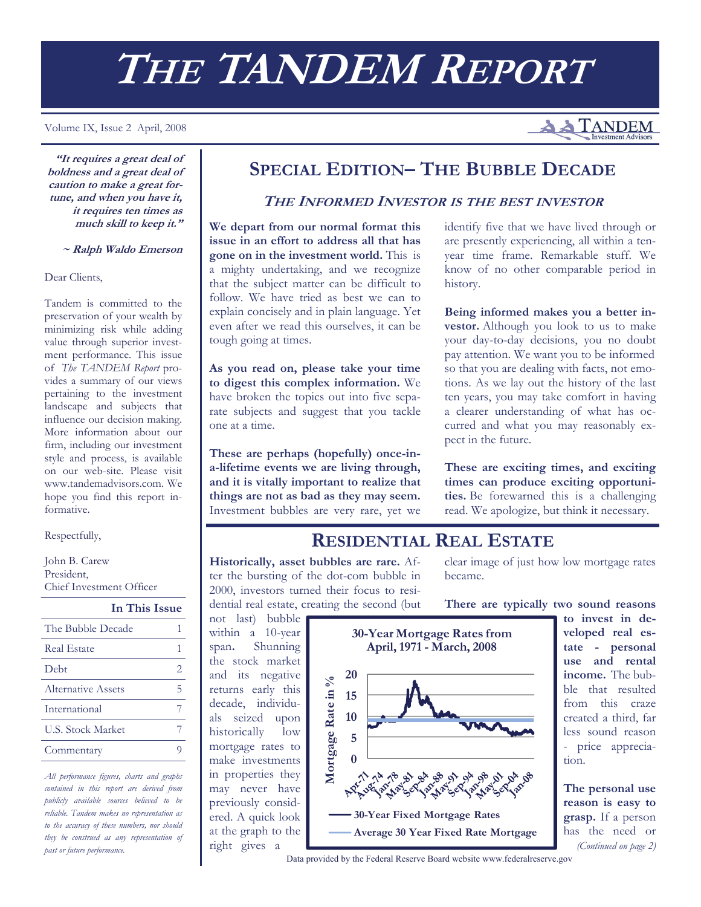# THE TANDEM REPORT

Volume IX, Issue 2 April, 2008

**"It requires a great deal of boldness and a great deal of caution to make a great fortune, and when you have it, it requires ten times as much skill to keep it."**

**~ Ralph Waldo Emerson**

Dear Clients,

Tandem is committed to the preservation of your wealth by minimizing risk while adding value through superior investment performance. This issue of *The TANDEM Report* provides a summary of our views pertaining to the investment landscape and subjects that influence our decision making. More information about our firm, including our investment style and process, is available on our web-site. Please visit www.tandemadvisors.com. We hope you find this report informative.

Respectfully,

John B. Carew
President,
Chief Investment Officer

| In This Issue | |
|---|---|
| The Bubble Decade | 1 |
| Real Estate | 1 |
| Debt | 2 |
| Alternative Assets | 5 |
| International | 7 |
| U.S. Stock Market | 7 |
| Commentary | 9 |

*All performance figures, charts and graphs contained in this report are derived from publicly available sources believed to be reliable. Tandem makes no representation as to the accuracy of these numbers, nor should they be construed as any representation of past or future performance.*

## SPECIAL EDITION– THE BUBBLE DECADE

### *THE INFORMED INVESTOR IS THE BEST INVESTOR*

**We depart from our normal format this issue in an effort to address all that has gone on in the investment world.** This is a mighty undertaking, and we recognize that the subject matter can be difficult to follow. We have tried as best we can to explain concisely and in plain language. Yet even after we read this ourselves, it can be tough going at times.

**As you read on, please take your time to digest this complex information.** We have broken the topics out into five separate subjects and suggest that you tackle one at a time.

**These are perhaps (hopefully) once-in-a-lifetime events we are living through, and it is vitally important to realize that things are not as bad as they may seem.** Investment bubbles are very rare, yet we identify five that we have lived through or are presently experiencing, all within a ten-year time frame. Remarkable stuff. We know of no other comparable period in history.

**Being informed makes you a better investor.** Although you look to us to make your day-to-day decisions, you no doubt pay attention. We want you to be informed so that you are dealing with facts, not emotions. As we lay out the history of the last ten years, you may take comfort in having a clearer understanding of what has occurred and what you may reasonably expect in the future.

**These are exciting times, and exciting times can produce exciting opportunities.** Be forewarned this is a challenging read. We apologize, but think it necessary.

## RESIDENTIAL REAL ESTATE

**Historically, asset bubbles are rare.** After the bursting of the dot-com bubble in 2000, investors turned their focus to residential real estate, creating the second (but not last) bubble within a 10-year span. Shunning the stock market and its negative returns early this decade, individuals seized upon historically low mortgage rates to make investments in properties they may never have previously considered. A quick look at the graph to the right gives a clear image of just how low mortgage rates became.

**30-Year Mortgage Rates from April, 1971 - March, 2008**

(Chart: Mortgage Rate in %, 0–20; x-axis Apr-71 through Jan-08; series: 30-Year Fixed Mortgage Rates; Average 30 Year Fixed Rate Mortgage)

Data provided by the Federal Reserve Board website www.federalreserve.gov

**There are typically two sound reasons to invest in developed real estate - personal use and rental income.** The bubble that resulted from this craze created a third, far less sound reason - price appreciation.

**The personal use reason is easy to grasp.** If a person has the need or

*(Continued on page 2)*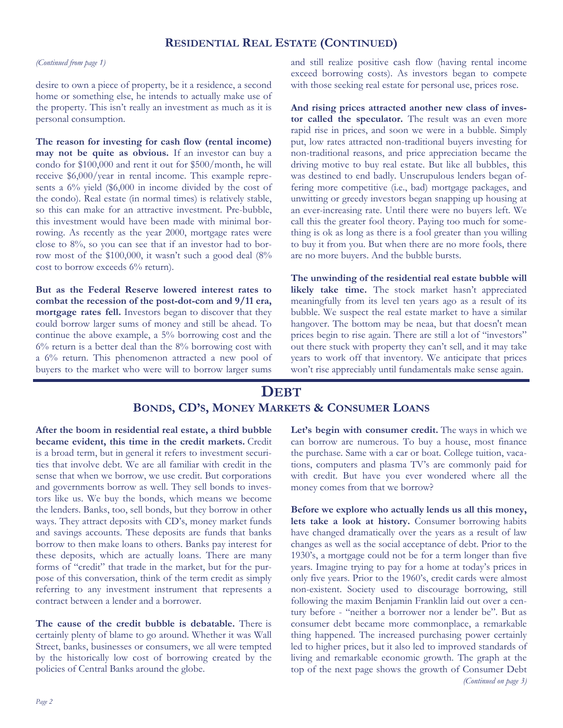## Residential Real Estate (Continued)

*(Continued from page 1)*

desire to own a piece of property, be it a residence, a second home or something else, he intends to actually make use of the property. This isn't really an investment as much as it is personal consumption.

**The reason for investing for cash flow (rental income) may not be quite as obvious.** If an investor can buy a condo for $100,000 and rent it out for $500/month, he will receive $6,000/year in rental income. This example represents a 6% yield ($6,000 in income divided by the cost of the condo). Real estate (in normal times) is relatively stable, so this can make for an attractive investment. Pre-bubble, this investment would have been made with minimal borrowing. As recently as the year 2000, mortgage rates were close to 8%, so you can see that if an investor had to borrow most of the $100,000, it wasn't such a good deal (8% cost to borrow exceeds 6% return).

**But as the Federal Reserve lowered interest rates to combat the recession of the post-dot-com and 9/11 era, mortgage rates fell.** Investors began to discover that they could borrow larger sums of money and still be ahead. To continue the above example, a 5% borrowing cost and the 6% return is a better deal than the 8% borrowing cost with a 6% return. This phenomenon attracted a new pool of buyers to the market who were will to borrow larger sums and still realize positive cash flow (having rental income exceed borrowing costs). As investors began to compete with those seeking real estate for personal use, prices rose.

**And rising prices attracted another new class of investor called the speculator.** The result was an even more rapid rise in prices, and soon we were in a bubble. Simply put, low rates attracted non-traditional buyers investing for non-traditional reasons, and price appreciation became the driving motive to buy real estate. But like all bubbles, this was destined to end badly. Unscrupulous lenders began offering more competitive (i.e., bad) mortgage packages, and unwitting or greedy investors began snapping up housing at an ever-increasing rate. Until there were no buyers left. We call this the greater fool theory. Paying too much for something is ok as long as there is a fool greater than you willing to buy it from you. But when there are no more fools, there are no more buyers. And the bubble bursts.

**The unwinding of the residential real estate bubble will likely take time.** The stock market hasn't appreciated meaningfully from its level ten years ago as a result of its bubble. We suspect the real estate market to have a similar hangover. The bottom may be neaa, but that doesn't mean prices begin to rise again. There are still a lot of "investors" out there stuck with property they can't sell, and it may take years to work off that inventory. We anticipate that prices won't rise appreciably until fundamentals make sense again.

# Debt

## Bonds, CD's, Money Markets & Consumer Loans

**After the boom in residential real estate, a third bubble became evident, this time in the credit markets.** Credit is a broad term, but in general it refers to investment securities that involve debt. We are all familiar with credit in the sense that when we borrow, we use credit. But corporations and governments borrow as well. They sell bonds to investors like us. We buy the bonds, which means we become the lenders. Banks, too, sell bonds, but they borrow in other ways. They attract deposits with CD's, money market funds and savings accounts. These deposits are funds that banks borrow to then make loans to others. Banks pay interest for these deposits, which are actually loans. There are many forms of "credit" that trade in the market, but for the purpose of this conversation, think of the term credit as simply referring to any investment instrument that represents a contract between a lender and a borrower.

**The cause of the credit bubble is debatable.** There is certainly plenty of blame to go around. Whether it was Wall Street, banks, businesses or consumers, we all were tempted by the historically low cost of borrowing created by the policies of Central Banks around the globe.

**Let's begin with consumer credit.** The ways in which we can borrow are numerous. To buy a house, most finance the purchase. Same with a car or boat. College tuition, vacations, computers and plasma TV's are commonly paid for with credit. But have you ever wondered where all the money comes from that we borrow?

**Before we explore who actually lends us all this money, lets take a look at history.** Consumer borrowing habits have changed dramatically over the years as a result of law changes as well as the social acceptance of debt. Prior to the 1930's, a mortgage could not be for a term longer than five years. Imagine trying to pay for a home at today's prices in only five years. Prior to the 1960's, credit cards were almost non-existent. Society used to discourage borrowing, still following the maxim Benjamin Franklin laid out over a century before - "neither a borrower nor a lender be". But as consumer debt became more commonplace, a remarkable thing happened. The increased purchasing power certainly led to higher prices, but it also led to improved standards of living and remarkable economic growth. The graph at the top of the next page shows the growth of Consumer Debt

*(Continued on page 3)*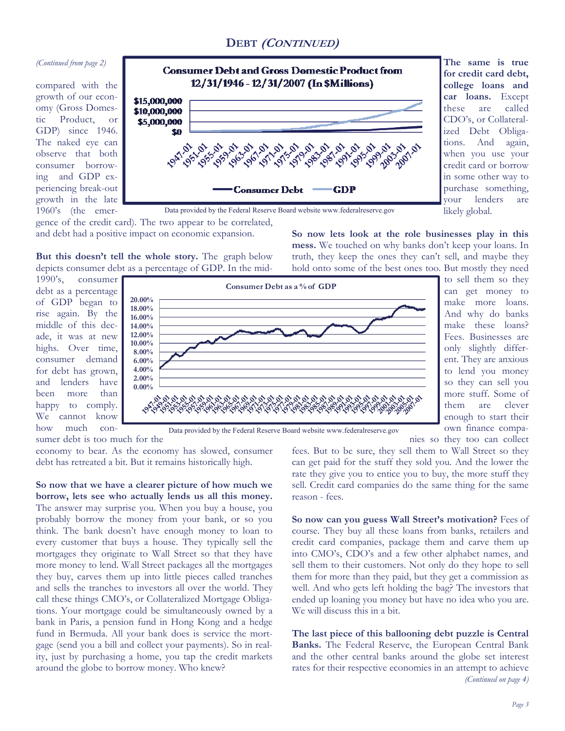## DEBT *(CONTINUED)*

*(Continued from page 2)*

compared with the growth of our economy (Gross Domestic Product, or GDP) since 1946. The naked eye can observe that both consumer borrowing and GDP experiencing break-out growth in the late 1960's (the emergence of the credit card). The two appear to be correlated, and debt had a positive impact on economic expansion.

**Consumer Debt and Gross Domestic Product from 12/31/1946 - 12/31/2007 (In $Millions)**

Data provided by the Federal Reserve Board website www.federalreserve.gov

**But this doesn't tell the whole story.** The graph below depicts consumer debt as a percentage of GDP. In the mid-1990's, consumer debt as a percentage of GDP began to rise again. By the middle of this decade, it was at new highs. Over time, consumer demand for debt has grown, and lenders have been more than happy to comply. We cannot know how much consumer debt is too much for the economy to bear. As the economy has slowed, consumer debt has retreated a bit. But it remains historically high.

**Consumer Debt as a % of GDP**

Data provided by the Federal Reserve Board website www.federalreserve.gov

**So now that we have a clearer picture of how much we borrow, lets see who actually lends us all this money.** The answer may surprise you. When you buy a house, you probably borrow the money from your bank, or so you think. The bank doesn't have enough money to loan to every customer that buys a house. They typically sell the mortgages they originate to Wall Street so that they have more money to lend. Wall Street packages all the mortgages they buy, carves them up into little pieces called tranches and sells the tranches to investors all over the world. They call these things CMO's, or Collateralized Mortgage Obligations. Your mortgage could be simultaneously owned by a bank in Paris, a pension fund in Hong Kong and a hedge fund in Bermuda. All your bank does is service the mortgage (send you a bill and collect your payments). So in reality, just by purchasing a home, you tap the credit markets around the globe to borrow money. Who knew?

**The same is true for credit card debt, college loans and car loans.** Except these are called CDO's, or Collateralized Debt Obligations. And again, when you use your credit card or borrow in some other way to purchase something, your lenders are likely global.

**So now lets look at the role businesses play in this mess.** We touched on why banks don't keep your loans. In truth, they keep the ones they can't sell, and maybe they hold onto some of the best ones too. But mostly they need to sell them so they can get money to make more loans. And why do banks make these loans? Fees. Businesses are only slightly different. They are anxious to lend you money so they can sell you more stuff. Some of them are clever enough to start their own finance companies so they too can collect fees. But to be sure, they sell them to Wall Street so they can get paid for the stuff they sold you. And the lower the rate they give you to entice you to buy, the more stuff they sell. Credit card companies do the same thing for the same reason - fees.

**So now can you guess Wall Street's motivation?** Fees of course. They buy all these loans from banks, retailers and credit card companies, package them and carve them up into CMO's, CDO's and a few other alphabet names, and sell them to their customers. Not only do they hope to sell them for more than they paid, but they get a commission as well. And who gets left holding the bag? The investors that ended up loaning you money but have no idea who you are. We will discuss this in a bit.

**The last piece of this ballooning debt puzzle is Central Banks.** The Federal Reserve, the European Central Bank and the other central banks around the globe set interest rates for their respective economies in an attempt to achieve

*(Continued on page 4)*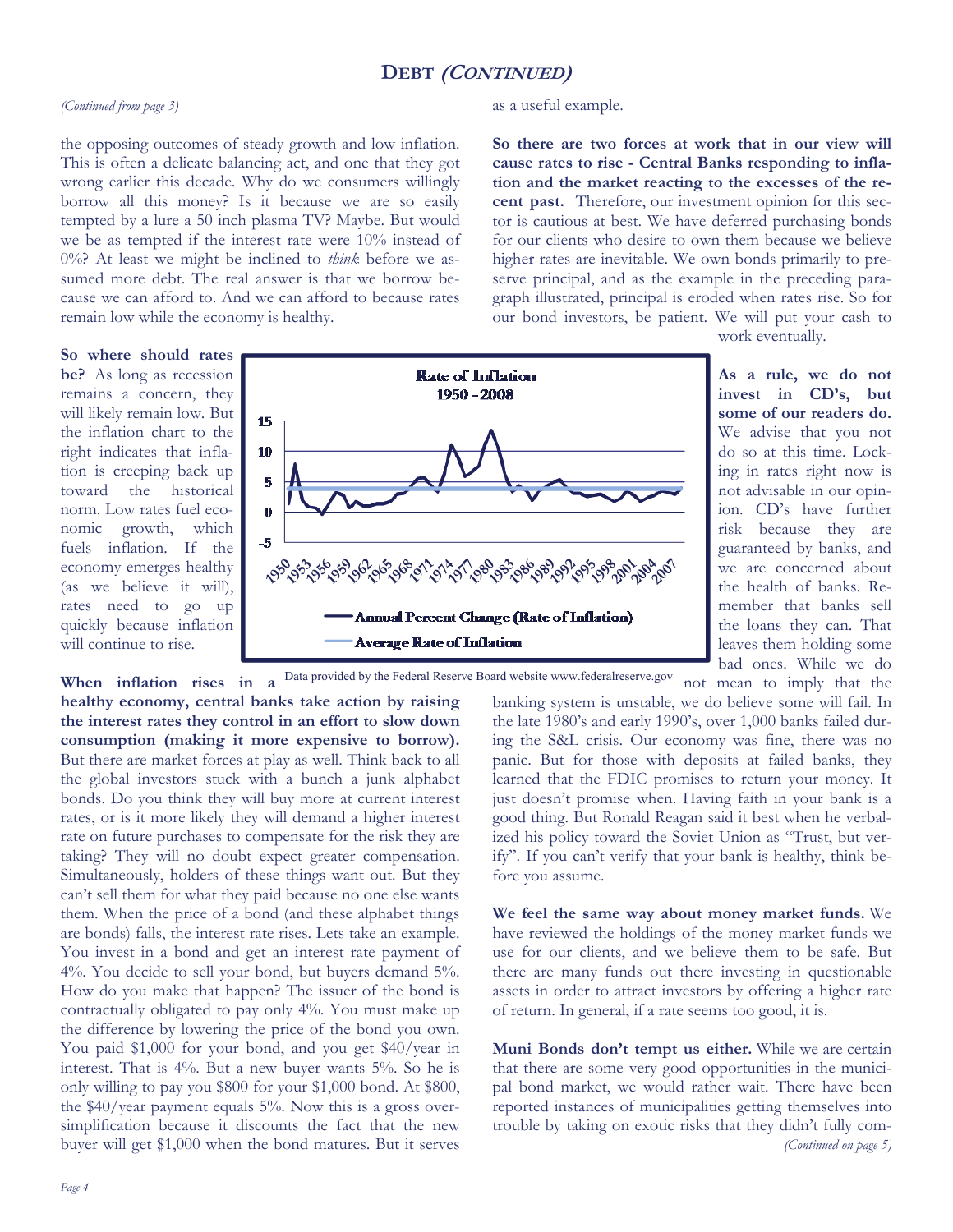## DEBT *(CONTINUED)*

*(Continued from page 3)*

the opposing outcomes of steady growth and low inflation. This is often a delicate balancing act, and one that they got wrong earlier this decade. Why do we consumers willingly borrow all this money? Is it because we are so easily tempted by a lure a 50 inch plasma TV? Maybe. But would we be as tempted if the interest rate were 10% instead of 0%? At least we might be inclined to *think* before we assumed more debt. The real answer is that we borrow because we can afford to. And we can afford to because rates remain low while the economy is healthy.

**So where should rates be?** As long as recession remains a concern, they will likely remain low. But the inflation chart to the right indicates that inflation is creeping back up toward the historical norm. Low rates fuel economic growth, which fuels inflation. If the economy emerges healthy (as we believe it will), rates need to go up quickly because inflation will continue to rise.

**Rate of Inflation 1950 - 2008**

Legend: Annual Percent Change (Rate of Inflation); Average Rate of Inflation

Data provided by the Federal Reserve Board website www.federalreserve.gov

**When inflation rises in a healthy economy, central banks take action by raising the interest rates they control in an effort to slow down consumption (making it more expensive to borrow).** But there are market forces at play as well. Think back to all the global investors stuck with a bunch a junk alphabet bonds. Do you think they will buy more at current interest rates, or is it more likely they will demand a higher interest rate on future purchases to compensate for the risk they are taking? They will no doubt expect greater compensation. Simultaneously, holders of these things want out. But they can't sell them for what they paid because no one else wants them. When the price of a bond (and these alphabet things are bonds) falls, the interest rate rises. Lets take an example. You invest in a bond and get an interest rate payment of 4%. You decide to sell your bond, but buyers demand 5%. How do you make that happen? The issuer of the bond is contractually obligated to pay only 4%. You must make up the difference by lowering the price of the bond you own. You paid $1,000 for your bond, and you get $40/year in interest. That is 4%. But a new buyer wants 5%. So he is only willing to pay you $800 for your $1,000 bond. At $800, the $40/year payment equals 5%. Now this is a gross oversimplification because it discounts the fact that the new buyer will get $1,000 when the bond matures. But it serves as a useful example.

**So there are two forces at work that in our view will cause rates to rise - Central Banks responding to inflation and the market reacting to the excesses of the recent past.** Therefore, our investment opinion for this sector is cautious at best. We have deferred purchasing bonds for our clients who desire to own them because we believe higher rates are inevitable. We own bonds primarily to preserve principal, and as the example in the preceding paragraph illustrated, principal is eroded when rates rise. So for our bond investors, be patient. We will put your cash to work eventually.

**As a rule, we do not invest in CD's, but some of our readers do.** We advise that you not do so at this time. Locking in rates right now is not advisable in our opinion. CD's have further risk because they are guaranteed by banks, and we are concerned about the health of banks. Remember that banks sell the loans they can. That leaves them holding some bad ones. While we do not mean to imply that the banking system is unstable, we do believe some will fail. In the late 1980's and early 1990's, over 1,000 banks failed during the S&L crisis. Our economy was fine, there was no panic. But for those with deposits at failed banks, they learned that the FDIC promises to return your money. It just doesn't promise when. Having faith in your bank is a good thing. But Ronald Reagan said it best when he verbalized his policy toward the Soviet Union as "Trust, but verify". If you can't verify that your bank is healthy, think before you assume.

**We feel the same way about money market funds.** We have reviewed the holdings of the money market funds we use for our clients, and we believe them to be safe. But there are many funds out there investing in questionable assets in order to attract investors by offering a higher rate of return. In general, if a rate seems too good, it is.

**Muni Bonds don't tempt us either.** While we are certain that there are some very good opportunities in the municipal bond market, we would rather wait. There have been reported instances of municipalities getting themselves into trouble by taking on exotic risks that they didn't fully com-

*(Continued on page 5)*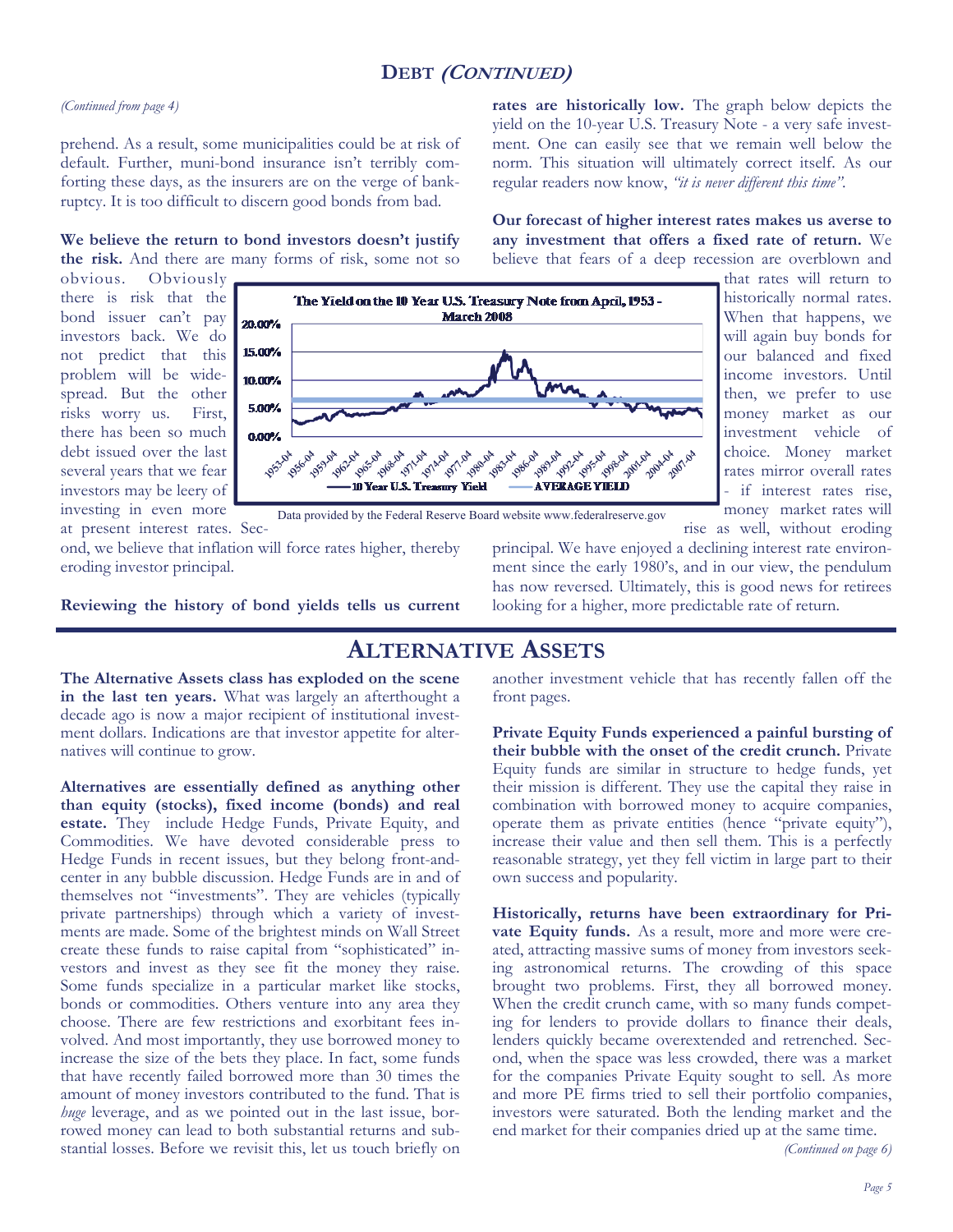## DEBT *(CONTINUED)*

*(Continued from page 4)*

prehend. As a result, some municipalities could be at risk of default. Further, muni-bond insurance isn't terribly comforting these days, as the insurers are on the verge of bankruptcy. It is too difficult to discern good bonds from bad.

**We believe the return to bond investors doesn't justify the risk.** And there are many forms of risk, some not so obvious. Obviously there is risk that the bond issuer can't pay investors back. We do not predict that this problem will be widespread. But the other risks worry us. First, there has been so much debt issued over the last several years that we fear investors may be leery of investing in even more at present interest rates. Second, we believe that inflation will force rates higher, thereby eroding investor principal.

**Reviewing the history of bond yields tells us current rates are historically low.** The graph below depicts the yield on the 10-year U.S. Treasury Note - a very safe investment. One can easily see that we remain well below the norm. This situation will ultimately correct itself. As our regular readers now know, *"it is never different this time".*

The Yield on the 10 Year U.S. Treasury Note from April, 1953 - March 2008

Data provided by the Federal Reserve Board website www.federalreserve.gov

**Our forecast of higher interest rates makes us averse to any investment that offers a fixed rate of return.** We believe that fears of a deep recession are overblown and that rates will return to historically normal rates. When that happens, we will again buy bonds for our balanced and fixed income investors. Until then, we prefer to use money market as our investment vehicle of choice. Money market rates mirror overall rates - if interest rates rise, money market rates will rise as well, without eroding principal. We have enjoyed a declining interest rate environment since the early 1980's, and in our view, the pendulum has now reversed. Ultimately, this is good news for retirees looking for a higher, more predictable rate of return.

## ALTERNATIVE ASSETS

**The Alternative Assets class has exploded on the scene in the last ten years.** What was largely an afterthought a decade ago is now a major recipient of institutional investment dollars. Indications are that investor appetite for alternatives will continue to grow.

**Alternatives are essentially defined as anything other than equity (stocks), fixed income (bonds) and real estate.** They include Hedge Funds, Private Equity, and Commodities. We have devoted considerable press to Hedge Funds in recent issues, but they belong front-and-center in any bubble discussion. Hedge Funds are in and of themselves not "investments". They are vehicles (typically private partnerships) through which a variety of investments are made. Some of the brightest minds on Wall Street create these funds to raise capital from "sophisticated" investors and invest as they see fit the money they raise. Some funds specialize in a particular market like stocks, bonds or commodities. Others venture into any area they choose. There are few restrictions and exorbitant fees involved. And most importantly, they use borrowed money to increase the size of the bets they place. In fact, some funds that have recently failed borrowed more than 30 times the amount of money investors contributed to the fund. That is *huge* leverage, and as we pointed out in the last issue, borrowed money can lead to both substantial returns and substantial losses. Before we revisit this, let us touch briefly on another investment vehicle that has recently fallen off the front pages.

**Private Equity Funds experienced a painful bursting of their bubble with the onset of the credit crunch.** Private Equity funds are similar in structure to hedge funds, yet their mission is different. They use the capital they raise in combination with borrowed money to acquire companies, operate them as private entities (hence "private equity"), increase their value and then sell them. This is a perfectly reasonable strategy, yet they fell victim in large part to their own success and popularity.

**Historically, returns have been extraordinary for Private Equity funds.** As a result, more and more were created, attracting massive sums of money from investors seeking astronomical returns. The crowding of this space brought two problems. First, they all borrowed money. When the credit crunch came, with so many funds competing for lenders to provide dollars to finance their deals, lenders quickly became overextended and retrenched. Second, when the space was less crowded, there was a market for the companies Private Equity sought to sell. As more and more PE firms tried to sell their portfolio companies, investors were saturated. Both the lending market and the end market for their companies dried up at the same time.

*(Continued on page 6)*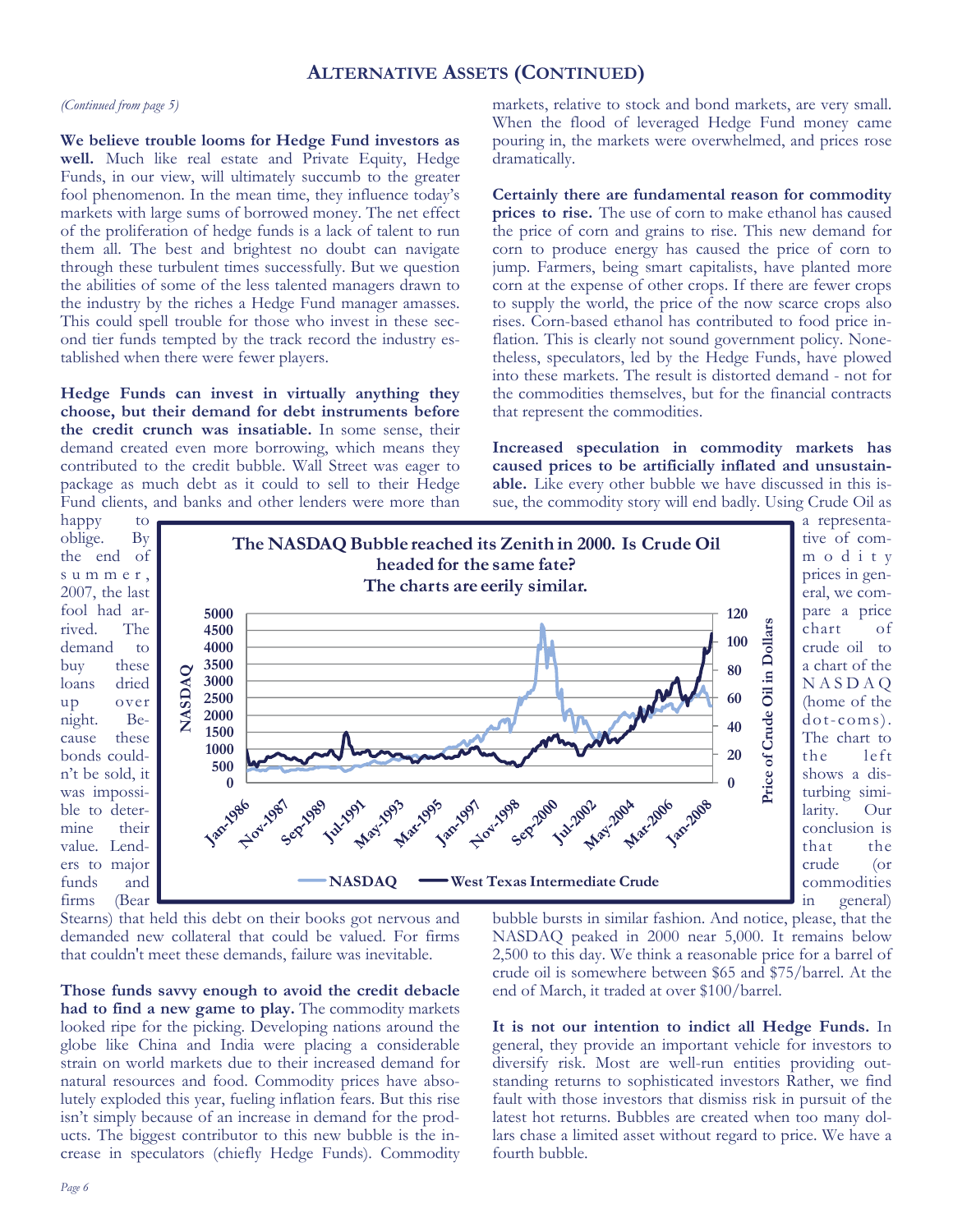## Alternative Assets (Continued)

*(Continued from page 5)*

**We believe trouble looms for Hedge Fund investors as well.** Much like real estate and Private Equity, Hedge Funds, in our view, will ultimately succumb to the greater fool phenomenon. In the mean time, they influence today's markets with large sums of borrowed money. The net effect of the proliferation of hedge funds is a lack of talent to run them all. The best and brightest no doubt can navigate through these turbulent times successfully. But we question the abilities of some of the less talented managers drawn to the industry by the riches a Hedge Fund manager amasses. This could spell trouble for those who invest in these second tier funds tempted by the track record the industry established when there were fewer players.

**Hedge Funds can invest in virtually anything they choose, but their demand for debt instruments before the credit crunch was insatiable.** In some sense, their demand created even more borrowing, which means they contributed to the credit bubble. Wall Street was eager to package as much debt as it could to sell to their Hedge Fund clients, and banks and other lenders were more than happy to oblige. By the end of summer, 2007, the last fool had arrived. The demand to buy these loans dried up over night. Because these bonds couldn't be sold, it was impossible to determine their value. Lenders to major funds and firms (Bear Stearns) that held this debt on their books got nervous and demanded new collateral that could be valued. For firms that couldn't meet these demands, failure was inevitable.

**Those funds savvy enough to avoid the credit debacle had to find a new game to play.** The commodity markets looked ripe for the picking. Developing nations around the globe like China and India were placing a considerable strain on world markets due to their increased demand for natural resources and food. Commodity prices have absolutely exploded this year, fueling inflation fears. But this rise isn't simply because of an increase in demand for the products. The biggest contributor to this new bubble is the increase in speculators (chiefly Hedge Funds). Commodity markets, relative to stock and bond markets, are very small. When the flood of leveraged Hedge Fund money came pouring in, the markets were overwhelmed, and prices rose dramatically.

**Certainly there are fundamental reason for commodity prices to rise.** The use of corn to make ethanol has caused the price of corn and grains to rise. This new demand for corn to produce energy has caused the price of corn to jump. Farmers, being smart capitalists, have planted more corn at the expense of other crops. If there are fewer crops to supply the world, the price of the now scarce crops also rises. Corn-based ethanol has contributed to food price inflation. This is clearly not sound government policy. Nonetheless, speculators, led by the Hedge Funds, have plowed into these markets. The result is distorted demand - not for the commodities themselves, but for the financial contracts that represent the commodities.

**Increased speculation in commodity markets has caused prices to be artificially inflated and unsustainable.** Like every other bubble we have discussed in this issue, the commodity story will end badly. Using Crude Oil as a representative of commodity prices in general, we compare a price chart of crude oil to a chart of the NASDAQ (home of the dot-coms). The chart to the left shows a disturbing similarity. Our conclusion is that the crude (or commodities in general) bubble bursts in similar fashion. And notice, please, that the NASDAQ peaked in 2000 near 5,000. It remains below 2,500 to this day. We think a reasonable price for a barrel of crude oil is somewhere between $65 and $75/barrel. At the end of March, it traded at over $100/barrel.

**The NASDAQ Bubble reached its Zenith in 2000. Is Crude Oil headed for the same fate? The charts are eerily similar.**

(Chart: NASDAQ (left axis, 0–5000) and West Texas Intermediate Crude (right axis, Price of Crude Oil in Dollars, 0–120), Jan-1986 to Jan-2008)

**It is not our intention to indict all Hedge Funds.** In general, they provide an important vehicle for investors to diversify risk. Most are well-run entities providing outstanding returns to sophisticated investors Rather, we find fault with those investors that dismiss risk in pursuit of the latest hot returns. Bubbles are created when too many dollars chase a limited asset without regard to price. We have a fourth bubble.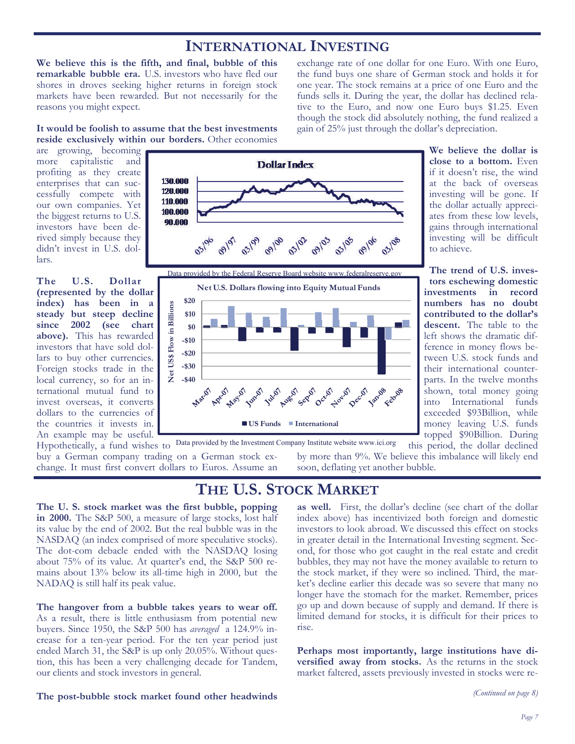## INTERNATIONAL INVESTING

**We believe this is the fifth, and final, bubble of this remarkable bubble era.** U.S. investors who have fled our shores in droves seeking higher returns in foreign stock markets have been rewarded. But not necessarily for the reasons you might expect.

**It would be foolish to assume that the best investments reside exclusively within our borders.** Other economies are growing, becoming more capitalistic and profiting as they create enterprises that can successfully compete with our own companies. Yet the biggest returns to U.S. investors have been derived simply because they didn't invest in U.S. dollars.

**The U.S. Dollar (represented by the dollar index) has been in a steady but steep decline since 2002 (see chart above).** This has rewarded investors that have sold dollars to buy other currencies. Foreign stocks trade in the local currency, so for an international mutual fund to invest overseas, it converts dollars to the currencies of the countries it invests in. An example may be useful. Hypothetically, a fund wishes to buy a German company trading on a German stock exchange. It must first convert dollars to Euros. Assume an exchange rate of one dollar for one Euro. With one Euro, the fund buys one share of German stock and holds it for one year. The stock remains at a price of one Euro and the funds sells it. During the year, the dollar has declined relative to the Euro, and now one Euro buys $1.25. Even though the stock did absolutely nothing, the fund realized a gain of 25% just through the dollar's depreciation.

**Dollar Index**

Data provided by the Federal Reserve Board website www.federalreserve.gov

**Net U.S. Dollars flowing into Equity Mutual Funds**

Data provided by the Investment Company Institute website www.ici.org

**We believe the dollar is close to a bottom.** Even if it doesn't rise, the wind at the back of overseas investing will be gone. If the dollar actually appreciates from these low levels, gains through international investing will be difficult to achieve.

**The trend of U.S. investors eschewing domestic investments in record numbers has no doubt contributed to the dollar's descent.** The table to the left shows the dramatic difference in money flows between U.S. stock funds and their international counterparts. In the twelve months shown, total money going into International funds exceeded $93Billion, while money leaving U.S. funds topped $90Billion. During this period, the dollar declined by more than 9%. We believe this imbalance will likely end soon, deflating yet another bubble.

## THE U.S. STOCK MARKET

**The U. S. stock market was the first bubble, popping in 2000.** The S&P 500, a measure of large stocks, lost half its value by the end of 2002. But the real bubble was in the NASDAQ (an index comprised of more speculative stocks). The dot-com debacle ended with the NASDAQ losing about 75% of its value. At quarter's end, the S&P 500 remains about 13% below its all-time high in 2000, but the NADAQ is still half its peak value.

**The hangover from a bubble takes years to wear off.** As a result, there is little enthusiasm from potential new buyers. Since 1950, the S&P 500 has *averaged* a 124.9% increase for a ten-year period. For the ten year period just ended March 31, the S&P is up only 20.05%. Without question, this has been a very challenging decade for Tandem, our clients and stock investors in general.

**The post-bubble stock market found other headwinds as well.** First, the dollar's decline (see chart of the dollar index above) has incentivized both foreign and domestic investors to look abroad. We discussed this effect on stocks in greater detail in the International Investing segment. Second, for those who got caught in the real estate and credit bubbles, they may not have the money available to return to the stock market, if they were so inclined. Third, the market's decline earlier this decade was so severe that many no longer have the stomach for the market. Remember, prices go up and down because of supply and demand. If there is limited demand for stocks, it is difficult for their prices to rise.

**Perhaps most importantly, large institutions have diversified away from stocks.** As the returns in the stock market faltered, assets previously invested in stocks were re-

*(Continued on page 8)*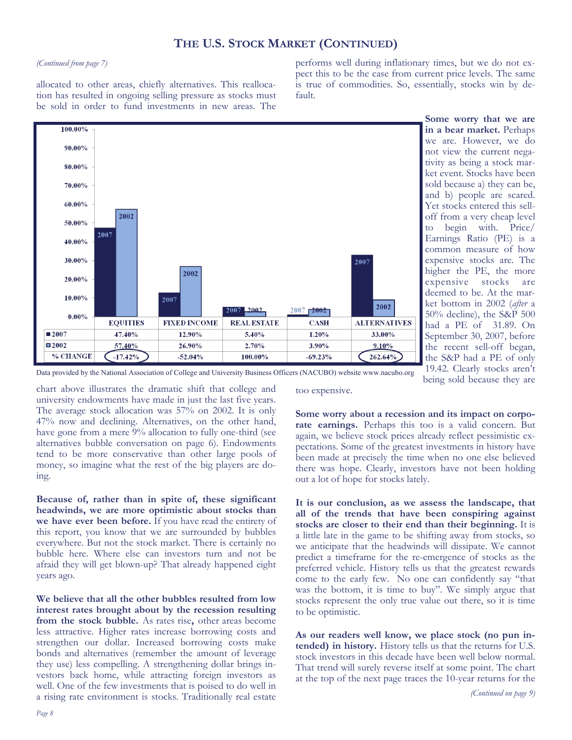## The U.S. Stock Market (Continued)

*(Continued from page 7)*

allocated to other areas, chiefly alternatives. This reallocation has resulted in ongoing selling pressure as stocks must be sold in order to fund investments in new areas. The chart above illustrates the dramatic shift that college and university endowments have made in just the last five years. The average stock allocation was 57% on 2002. It is only 47% now and declining. Alternatives, on the other hand, have gone from a mere 9% allocation to fully one-third (see alternatives bubble conversation on page 6). Endowments tend to be more conservative than other large pools of money, so imagine what the rest of the big players are doing.

| | EQUITIES | FIXED INCOME | REAL ESTATE | CASH | ALTERNATIVES |
|---|---|---|---|---|---|
| 2007 | 47.40% | 12.90% | 5.40% | 1.20% | 33.00% |
| 2002 | 57.40% | 26.90% | 2.70% | 3.90% | 9.10% |
| % CHANGE | -17.42% | -52.04% | 100.00% | -69.23% | 262.64% |

Data provided by the National Association of College and University Business Officers (NACUBO) website www.nacubo.org

**Because of, rather than in spite of, these significant headwinds, we are more optimistic about stocks than we have ever been before.** If you have read the entirety of this report, you know that we are surrounded by bubbles everywhere. But not the stock market. There is certainly no bubble here. Where else can investors turn and not be afraid they will get blown-up? That already happened eight years ago.

**We believe that all the other bubbles resulted from low interest rates brought about by the recession resulting from the stock bubble.** As rates rise, other areas become less attractive. Higher rates increase borrowing costs and strengthen our dollar. Increased borrowing costs make bonds and alternatives (remember the amount of leverage they use) less compelling. A strengthening dollar brings investors back home, while attracting foreign investors as well. One of the few investments that is poised to do well in a rising rate environment is stocks. Traditionally real estate performs well during inflationary times, but we do not expect this to be the case from current price levels. The same is true of commodities. So, essentially, stocks win by default.

**Some worry that we are in a bear market.** Perhaps we are. However, we do not view the current negativity as being a stock market event. Stocks have been sold because a) they can be, and b) people are scared. Yet stocks entered this sell-off from a very cheap level to begin with. Price/Earnings Ratio (PE) is a common measure of how expensive stocks are. The higher the PE, the more expensive stocks are deemed to be. At the market bottom in 2002 (*after* a 50% decline), the S&P 500 had a PE of 31.89. On September 30, 2007, before the recent sell-off began, the S&P had a PE of only 19.42. Clearly stocks aren't being sold because they are too expensive.

**Some worry about a recession and its impact on corporate earnings.** Perhaps this too is a valid concern. But again, we believe stock prices already reflect pessimistic expectations. Some of the greatest investments in history have been made at precisely the time when no one else believed there was hope. Clearly, investors have not been holding out a lot of hope for stocks lately.

**It is our conclusion, as we assess the landscape, that all of the trends that have been conspiring against stocks are closer to their end than their beginning.** It is a little late in the game to be shifting away from stocks, so we anticipate that the headwinds will dissipate. We cannot predict a timeframe for the re-emergence of stocks as the preferred vehicle. History tells us that the greatest rewards come to the early few. No one can confidently say "that was the bottom, it is time to buy". We simply argue that stocks represent the only true value out there, so it is time to be optimistic.

**As our readers well know, we place stock (no pun intended) in history.** History tells us that the returns for U.S. stock investors in this decade have been well below normal. That trend will surely reverse itself at some point. The chart at the top of the next page traces the 10-year returns for the

*(Continued on page 9)*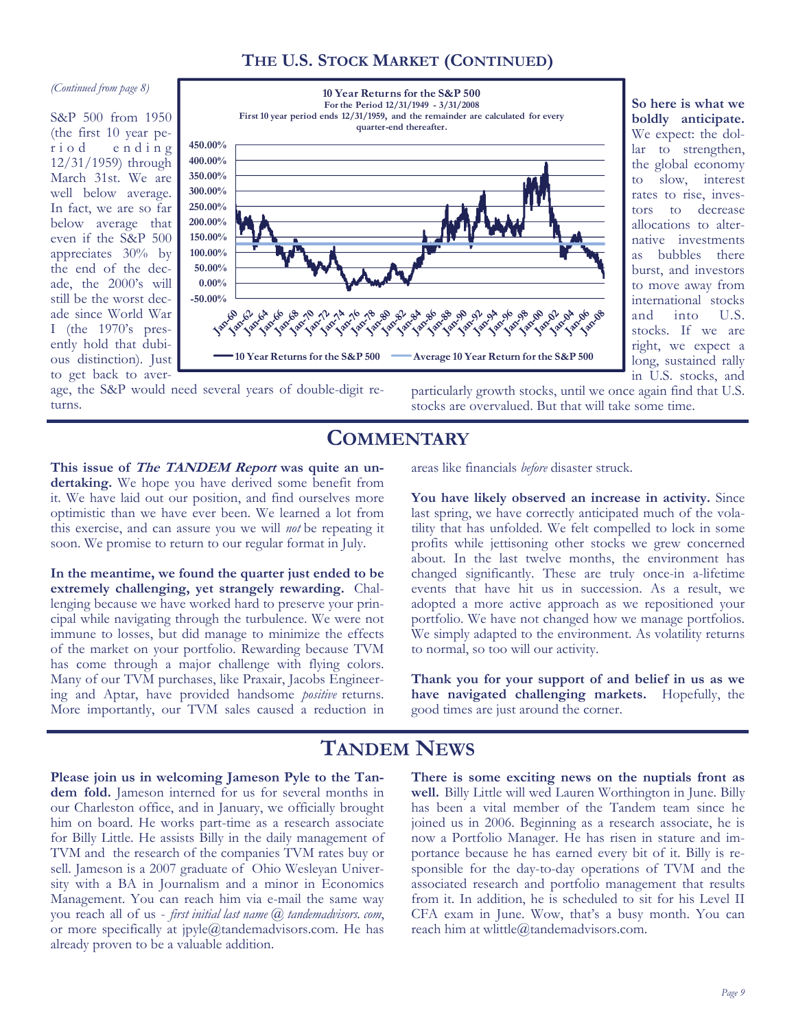## The U.S. Stock Market (Continued)

*(Continued from page 8)*

S&P 500 from 1950 (the first 10 year period ending 12/31/1959) through March 31st. We are well below average. In fact, we are so far below average that even if the S&P 500 appreciates 30% by the end of the decade, the 2000's will still be the worst decade since World War I (the 1970's presently hold that dubious distinction). Just to get back to average, the S&P would need several years of double-digit returns.

**10 Year Returns for the S&P 500**
**For the Period 12/31/1949 - 3/31/2008**
**First 10 year period ends 12/31/1959, and the remainder are calculated for every quarter-end thereafter.**

**So here is what we boldly anticipate.** We expect: the dollar to strengthen, the global economy to slow, interest rates to rise, investors to decrease allocations to alternative investments as bubbles there burst, and investors to move away from international stocks and into U.S. stocks. If we are right, we expect a long, sustained rally in U.S. stocks, and particularly growth stocks, until we once again find that U.S. stocks are overvalued. But that will take some time.

# Commentary

**This issue of *The TANDEM Report* was quite an undertaking.** We hope you have derived some benefit from it. We have laid out our position, and find ourselves more optimistic than we have ever been. We learned a lot from this exercise, and can assure you we will *not* be repeating it soon. We promise to return to our regular format in July.

**In the meantime, we found the quarter just ended to be extremely challenging, yet strangely rewarding.** Challenging because we have worked hard to preserve your principal while navigating through the turbulence. We were not immune to losses, but did manage to minimize the effects of the market on your portfolio. Rewarding because TVM has come through a major challenge with flying colors. Many of our TVM purchases, like Praxair, Jacobs Engineering and Aptar, have provided handsome *positive* returns. More importantly, our TVM sales caused a reduction in areas like financials *before* disaster struck.

**You have likely observed an increase in activity.** Since last spring, we have correctly anticipated much of the volatility that has unfolded. We felt compelled to lock in some profits while jettisoning other stocks we grew concerned about. In the last twelve months, the environment has changed significantly. These are truly once-in a-lifetime events that have hit us in succession. As a result, we adopted a more active approach as we repositioned your portfolio. We have not changed how we manage portfolios. We simply adapted to the environment. As volatility returns to normal, so too will our activity.

**Thank you for your support of and belief in us as we have navigated challenging markets.** Hopefully, the good times are just around the corner.

# Tandem News

**Please join us in welcoming Jameson Pyle to the Tandem fold.** Jameson interned for us for several months in our Charleston office, and in January, we officially brought him on board. He works part-time as a research associate for Billy Little. He assists Billy in the daily management of TVM and the research of the companies TVM rates buy or sell. Jameson is a 2007 graduate of Ohio Wesleyan University with a BA in Journalism and a minor in Economics Management. You can reach him via e-mail the same way you reach all of us - *first initial last name @ tandemadvisors. com*, or more specifically at jpyle@tandemadvisors.com. He has already proven to be a valuable addition.

**There is some exciting news on the nuptials front as well.** Billy Little will wed Lauren Worthington in June. Billy has been a vital member of the Tandem team since he joined us in 2006. Beginning as a research associate, he is now a Portfolio Manager. He has risen in stature and importance because he has earned every bit of it. Billy is responsible for the day-to-day operations of TVM and the associated research and portfolio management that results from it. In addition, he is scheduled to sit for his Level II CFA exam in June. Wow, that's a busy month. You can reach him at wlittle@tandemadvisors.com.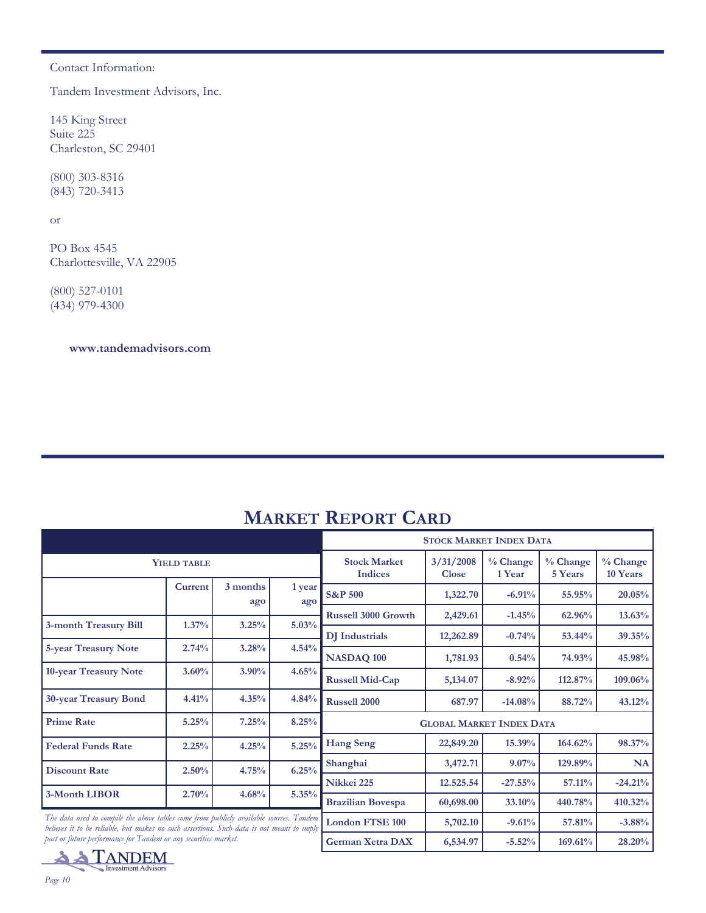Contact Information:

Tandem Investment Advisors, Inc.

145 King Street
Suite 225
Charleston, SC 29401

(800) 303-8316
(843) 720-3413

or

PO Box 4545
Charlottesville, VA 22905

(800) 527-0101
(434) 979-4300

**www.tandemadvisors.com**

# Market Report Card

| Yield Table | Current | 3 months ago | 1 year ago |
|---|---|---|---|
| **3-month Treasury Bill** | 1.37% | 3.25% | 5.03% |
| **5-year Treasury Note** | 2.74% | 3.28% | 4.54% |
| **10-year Treasury Note** | 3.60% | 3.90% | 4.65% |
| **30-year Treasury Bond** | 4.41% | 4.35% | 4.84% |
| **Prime Rate** | 5.25% | 7.25% | 8.25% |
| **Federal Funds Rate** | 2.25% | 4.25% | 5.25% |
| **Discount Rate** | 2.50% | 4.75% | 6.25% |
| **3-Month LIBOR** | 2.70% | 4.68% | 5.35% |

*The data used to compile the above tables come from publicly available sources. Tandem believes it to be reliable, but makes no such assertions. Such data is not meant to imply past or future performance for Tandem or any securities market.*

| Stock Market Indices | 3/31/2008 Close | % Change 1 Year | % Change 5 Years | % Change 10 Years |
|---|---|---|---|---|
| **Stock Market Index Data** | | | | |
| **S&P 500** | 1,322.70 | -6.91% | 55.95% | 20.05% |
| **Russell 3000 Growth** | 2,429.61 | -1.45% | 62.96% | 13.63% |
| **DJ Industrials** | 12,262.89 | -0.74% | 53.44% | 39.35% |
| **NASDAQ 100** | 1,781.93 | 0.54% | 74.93% | 45.98% |
| **Russell Mid-Cap** | 5,134.07 | -8.92% | 112.87% | 109.06% |
| **Russell 2000** | 687.97 | -14.08% | 88.72% | 43.12% |
| **Global Market Index Data** | | | | |
| **Hang Seng** | 22,849.20 | 15.39% | 164.62% | 98.37% |
| **Shanghai** | 3,472.71 | 9.07% | 129.89% | NA |
| **Nikkei 225** | 12.525.54 | -27.55% | 57.11% | -24.21% |
| **Brazilian Bovespa** | 60,698.00 | 33.10% | 440.78% | 410.32% |
| **London FTSE 100** | 5,702.10 | -9.61% | 57.81% | -3.88% |
| **German Xetra DAX** | 6,534.97 | -5.52% | 169.61% | 28.20% |

Tandem Investment Advisors